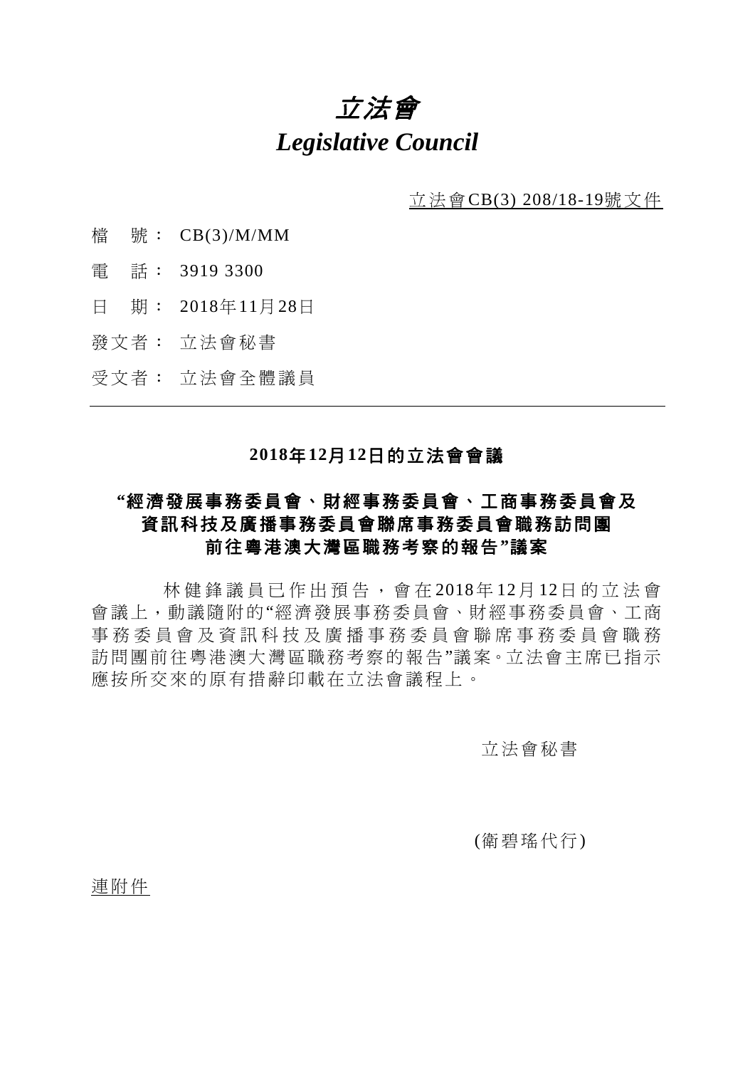# *立法會*
# *Legislative Council*

立法會CB(3) 208/18-19號文件

檔　號： CB(3)/M/MM

電　話： 3919 3300

日　期： 2018年11月28日

發文者： 立法會秘書

受文者： 立法會全體議員

---

## 2018年12月12日的立法會會議

## "經濟發展事務委員會、財經事務委員會、工商事務委員會及資訊科技及廣播事務委員會聯席事務委員會職務訪問團前往粵港澳大灣區職務考察的報告"議案

林健鋒議員已作出預告，會在2018年12月12日的立法會會議上，動議隨附的"經濟發展事務委員會、財經事務委員會、工商事務委員會及資訊科技及廣播事務委員會聯席事務委員會職務訪問團前往粵港澳大灣區職務考察的報告"議案。立法會主席已指示應按所交來的原有措辭印載在立法會議程上。

立法會秘書

(衛碧瑤代行)

連附件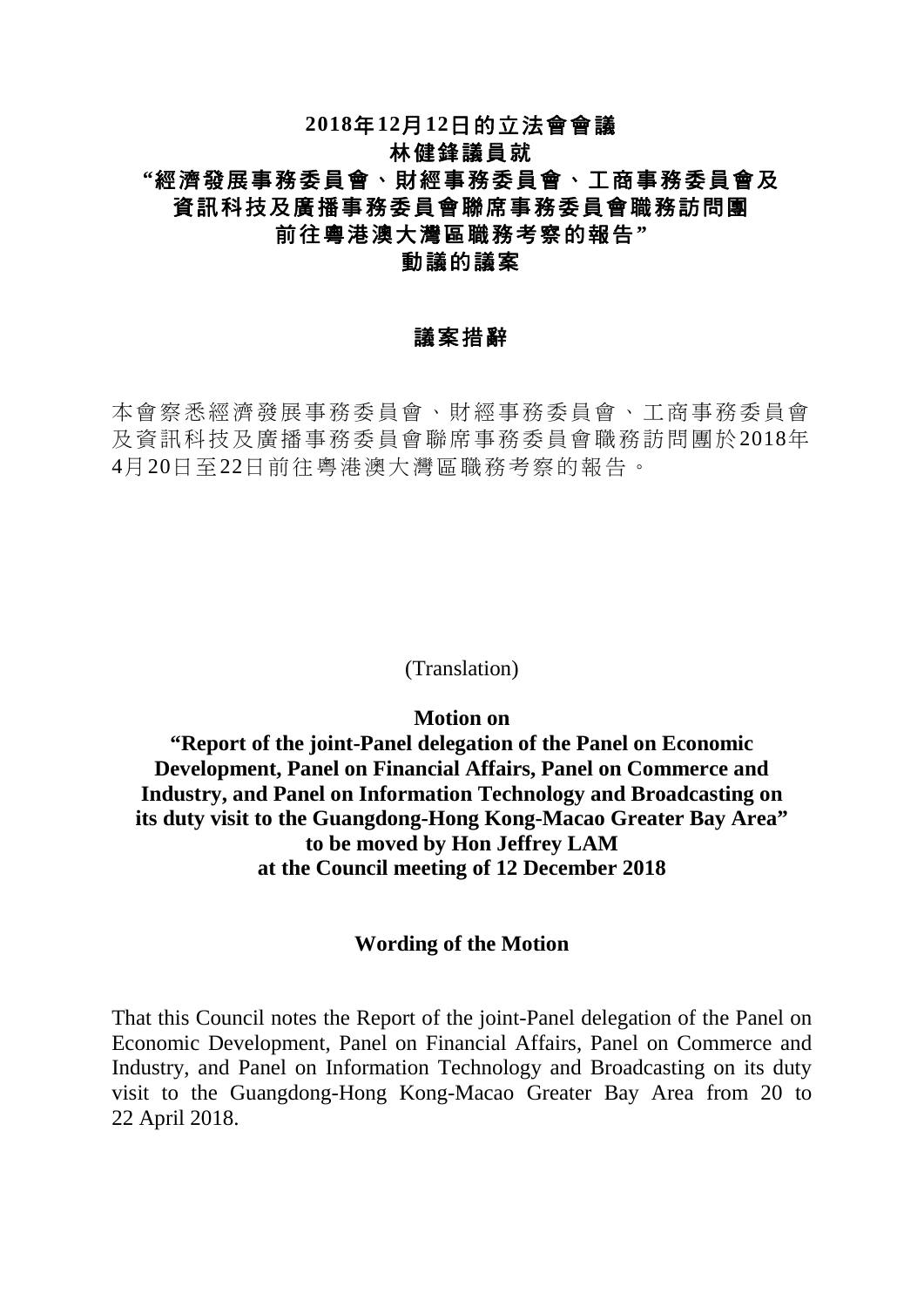# 2018年12月12日的立法會會議
# 林健鋒議員就
# "經濟發展事務委員會、財經事務委員會、工商事務委員會及資訊科技及廣播事務委員會聯席事務委員會職務訪問團前往粵港澳大灣區職務考察的報告"
# 動議的議案

## 議案措辭

本會察悉經濟發展事務委員會、財經事務委員會、工商事務委員會及資訊科技及廣播事務委員會聯席事務委員會職務訪問團於2018年4月20日至22日前往粵港澳大灣區職務考察的報告。

(Translation)

**Motion on**
**"Report of the joint-Panel delegation of the Panel on Economic Development, Panel on Financial Affairs, Panel on Commerce and Industry, and Panel on Information Technology and Broadcasting on its duty visit to the Guangdong-Hong Kong-Macao Greater Bay Area"**
**to be moved by Hon Jeffrey LAM**
**at the Council meeting of 12 December 2018**

## Wording of the Motion

That this Council notes the Report of the joint-Panel delegation of the Panel on Economic Development, Panel on Financial Affairs, Panel on Commerce and Industry, and Panel on Information Technology and Broadcasting on its duty visit to the Guangdong-Hong Kong-Macao Greater Bay Area from 20 to 22 April 2018.